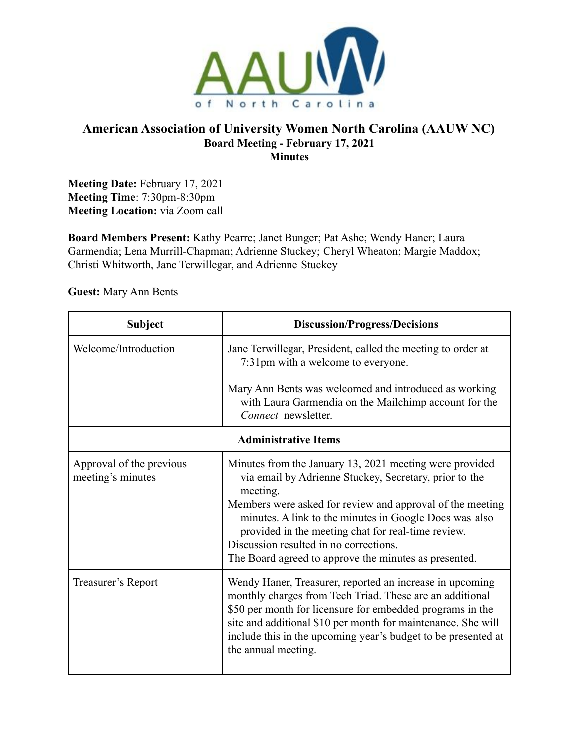# American Association of University Women North Carolina (AAUW NC)

## Board Meeting - February 17, 2021

## Minutes

**Meeting Date:** February 17, 2021
**Meeting Time**: 7:30pm-8:30pm
**Meeting Location:** via Zoom call

**Board Members Present:** Kathy Pearre; Janet Bunger; Pat Ashe; Wendy Haner; Laura Garmendia; Lena Murrill-Chapman; Adrienne Stuckey; Cheryl Wheaton; Margie Maddox; Christi Whitworth, Jane Terwillegar, and Adrienne Stuckey

**Guest:** Mary Ann Bents

| Subject | Discussion/Progress/Decisions |
|---|---|
| Welcome/Introduction | Jane Terwillegar, President, called the meeting to order at 7:31pm with a welcome to everyone.<br><br>Mary Ann Bents was welcomed and introduced as working with Laura Garmendia on the Mailchimp account for the *Connect* newsletter. |
| **Administrative Items** | |
| Approval of the previous meeting's minutes | Minutes from the January 13, 2021 meeting were provided via email by Adrienne Stuckey, Secretary, prior to the meeting.<br>Members were asked for review and approval of the meeting minutes. A link to the minutes in Google Docs was also provided in the meeting chat for real-time review.<br>Discussion resulted in no corrections.<br>The Board agreed to approve the minutes as presented. |
| Treasurer's Report | Wendy Haner, Treasurer, reported an increase in upcoming monthly charges from Tech Triad. These are an additional $50 per month for licensure for embedded programs in the site and additional $10 per month for maintenance. She will include this in the upcoming year's budget to be presented at the annual meeting. |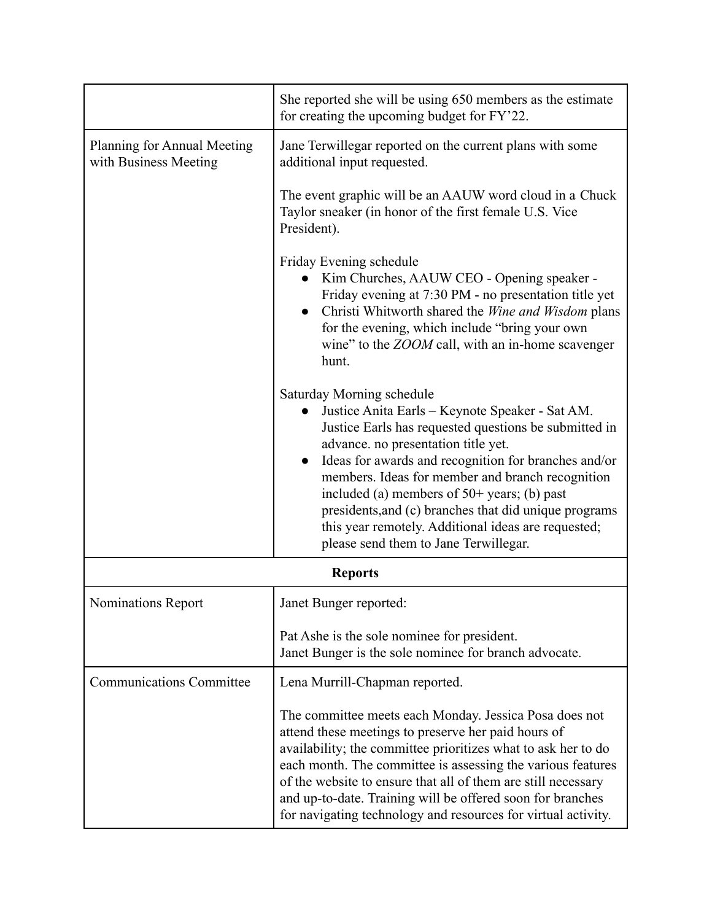| | |
|---|---|
| | She reported she will be using 650 members as the estimate for creating the upcoming budget for FY'22. |
| Planning for Annual Meeting with Business Meeting | Jane Terwillegar reported on the current plans with some additional input requested.<br><br>The event graphic will be an AAUW word cloud in a Chuck Taylor sneaker (in honor of the first female U.S. Vice President).<br><br>Friday Evening schedule<br>• Kim Churches, AAUW CEO - Opening speaker - Friday evening at 7:30 PM - no presentation title yet<br>• Christi Whitworth shared the *Wine and Wisdom* plans for the evening, which include "bring your own wine" to the *ZOOM* call, with an in-home scavenger hunt.<br><br>Saturday Morning schedule<br>• Justice Anita Earls – Keynote Speaker - Sat AM. Justice Earls has requested questions be submitted in advance. no presentation title yet.<br>• Ideas for awards and recognition for branches and/or members. Ideas for member and branch recognition included (a) members of 50+ years; (b) past presidents,and (c) branches that did unique programs this year remotely. Additional ideas are requested; please send them to Jane Terwillegar. |
| **Reports** | |
| Nominations Report | Janet Bunger reported:<br><br>Pat Ashe is the sole nominee for president.<br>Janet Bunger is the sole nominee for branch advocate. |
| Communications Committee | Lena Murrill-Chapman reported.<br><br>The committee meets each Monday. Jessica Posa does not attend these meetings to preserve her paid hours of availability; the committee prioritizes what to ask her to do each month. The committee is assessing the various features of the website to ensure that all of them are still necessary and up-to-date. Training will be offered soon for branches for navigating technology and resources for virtual activity. |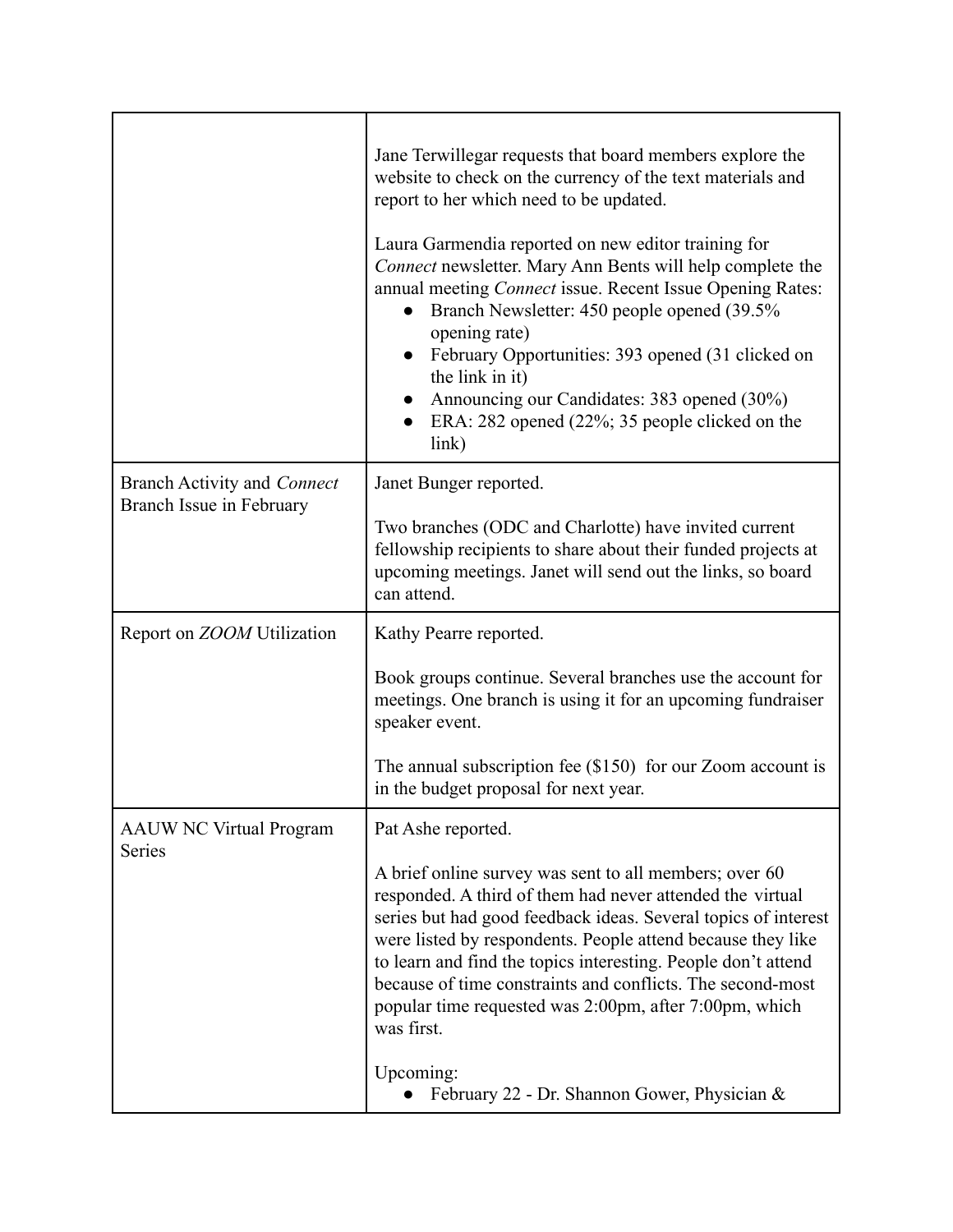| | |
|---|---|
| | Jane Terwillegar requests that board members explore the website to check on the currency of the text materials and report to her which need to be updated.<br><br>Laura Garmendia reported on new editor training for *Connect* newsletter. Mary Ann Bents will help complete the annual meeting *Connect* issue. Recent Issue Opening Rates:<br>● Branch Newsletter: 450 people opened (39.5% opening rate)<br>● February Opportunities: 393 opened (31 clicked on the link in it)<br>● Announcing our Candidates: 383 opened (30%)<br>● ERA: 282 opened (22%; 35 people clicked on the link) |
| Branch Activity and *Connect* Branch Issue in February | Janet Bunger reported.<br><br>Two branches (ODC and Charlotte) have invited current fellowship recipients to share about their funded projects at upcoming meetings. Janet will send out the links, so board can attend. |
| Report on *ZOOM* Utilization | Kathy Pearre reported.<br><br>Book groups continue. Several branches use the account for meetings. One branch is using it for an upcoming fundraiser speaker event.<br><br>The annual subscription fee ($150) for our Zoom account is in the budget proposal for next year. |
| AAUW NC Virtual Program Series | Pat Ashe reported.<br><br>A brief online survey was sent to all members; over 60 responded. A third of them had never attended the virtual series but had good feedback ideas. Several topics of interest were listed by respondents. People attend because they like to learn and find the topics interesting. People don't attend because of time constraints and conflicts. The second-most popular time requested was 2:00pm, after 7:00pm, which was first.<br><br>Upcoming:<br>● February 22 - Dr. Shannon Gower, Physician & |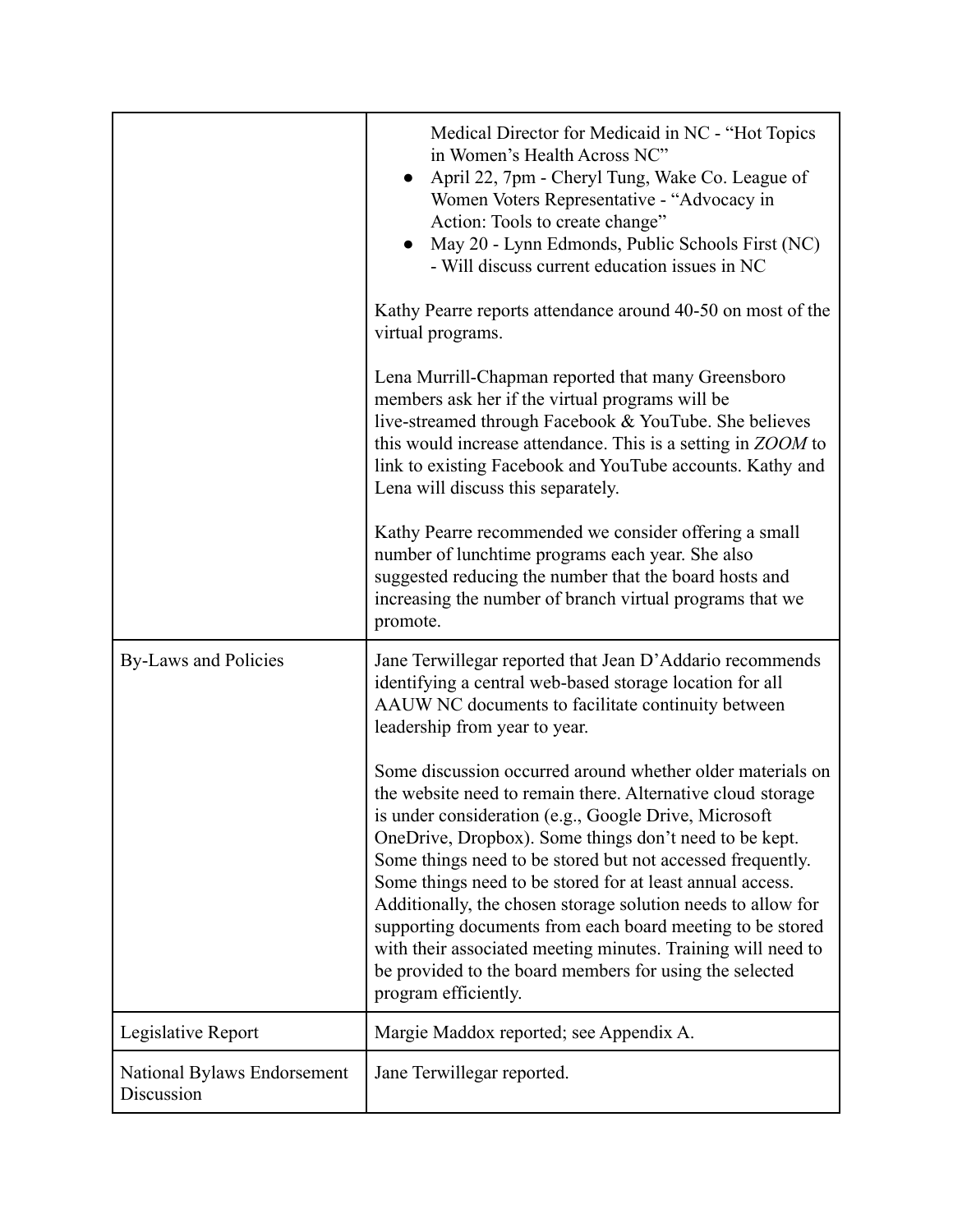| | |
|---|---|
| | Medical Director for Medicaid in NC - "Hot Topics in Women's Health Across NC"<br>● April 22, 7pm - Cheryl Tung, Wake Co. League of Women Voters Representative - "Advocacy in Action: Tools to create change"<br>● May 20 - Lynn Edmonds, Public Schools First (NC) - Will discuss current education issues in NC<br><br>Kathy Pearre reports attendance around 40-50 on most of the virtual programs.<br><br>Lena Murrill-Chapman reported that many Greensboro members ask her if the virtual programs will be live-streamed through Facebook & YouTube. She believes this would increase attendance. This is a setting in *ZOOM* to link to existing Facebook and YouTube accounts. Kathy and Lena will discuss this separately.<br><br>Kathy Pearre recommended we consider offering a small number of lunchtime programs each year. She also suggested reducing the number that the board hosts and increasing the number of branch virtual programs that we promote. |
| By-Laws and Policies | Jane Terwillegar reported that Jean D'Addario recommends identifying a central web-based storage location for all AAUW NC documents to facilitate continuity between leadership from year to year.<br><br>Some discussion occurred around whether older materials on the website need to remain there. Alternative cloud storage is under consideration (e.g., Google Drive, Microsoft OneDrive, Dropbox). Some things don't need to be kept. Some things need to be stored but not accessed frequently. Some things need to be stored for at least annual access. Additionally, the chosen storage solution needs to allow for supporting documents from each board meeting to be stored with their associated meeting minutes. Training will need to be provided to the board members for using the selected program efficiently. |
| Legislative Report | Margie Maddox reported; see Appendix A. |
| National Bylaws Endorsement Discussion | Jane Terwillegar reported. |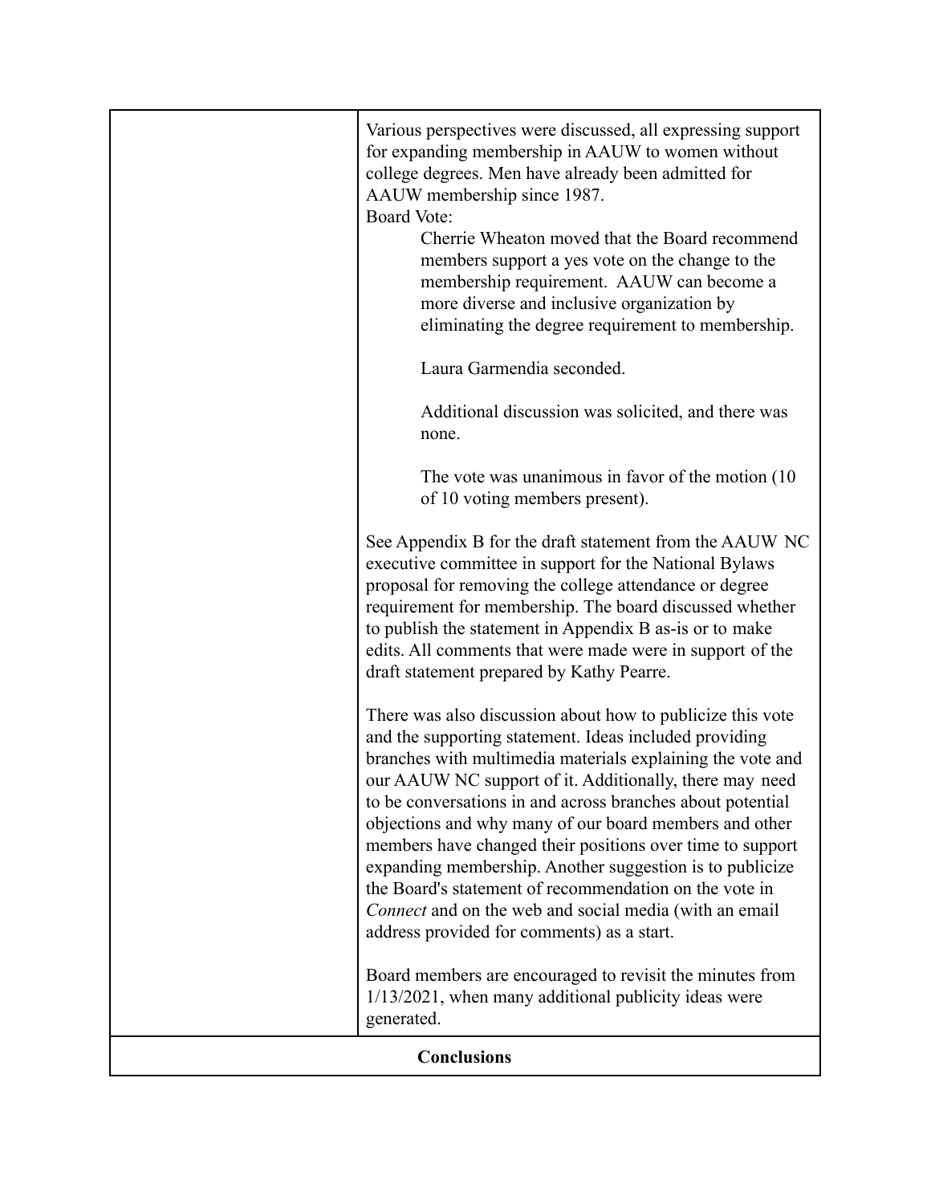| | |
|---|---|
| | Various perspectives were discussed, all expressing support for expanding membership in AAUW to women without college degrees. Men have already been admitted for AAUW membership since 1987.<br>Board Vote:<br>Cherrie Wheaton moved that the Board recommend members support a yes vote on the change to the membership requirement. AAUW can become a more diverse and inclusive organization by eliminating the degree requirement to membership.<br><br>Laura Garmendia seconded.<br><br>Additional discussion was solicited, and there was none.<br><br>The vote was unanimous in favor of the motion (10 of 10 voting members present).<br><br>See Appendix B for the draft statement from the AAUW NC executive committee in support for the National Bylaws proposal for removing the college attendance or degree requirement for membership. The board discussed whether to publish the statement in Appendix B as-is or to make edits. All comments that were made were in support of the draft statement prepared by Kathy Pearre.<br><br>There was also discussion about how to publicize this vote and the supporting statement. Ideas included providing branches with multimedia materials explaining the vote and our AAUW NC support of it. Additionally, there may need to be conversations in and across branches about potential objections and why many of our board members and other members have changed their positions over time to support expanding membership. Another suggestion is to publicize the Board's statement of recommendation on the vote in *Connect* and on the web and social media (with an email address provided for comments) as a start.<br><br>Board members are encouraged to revisit the minutes from 1/13/2021, when many additional publicity ideas were generated. |
| **Conclusions** | |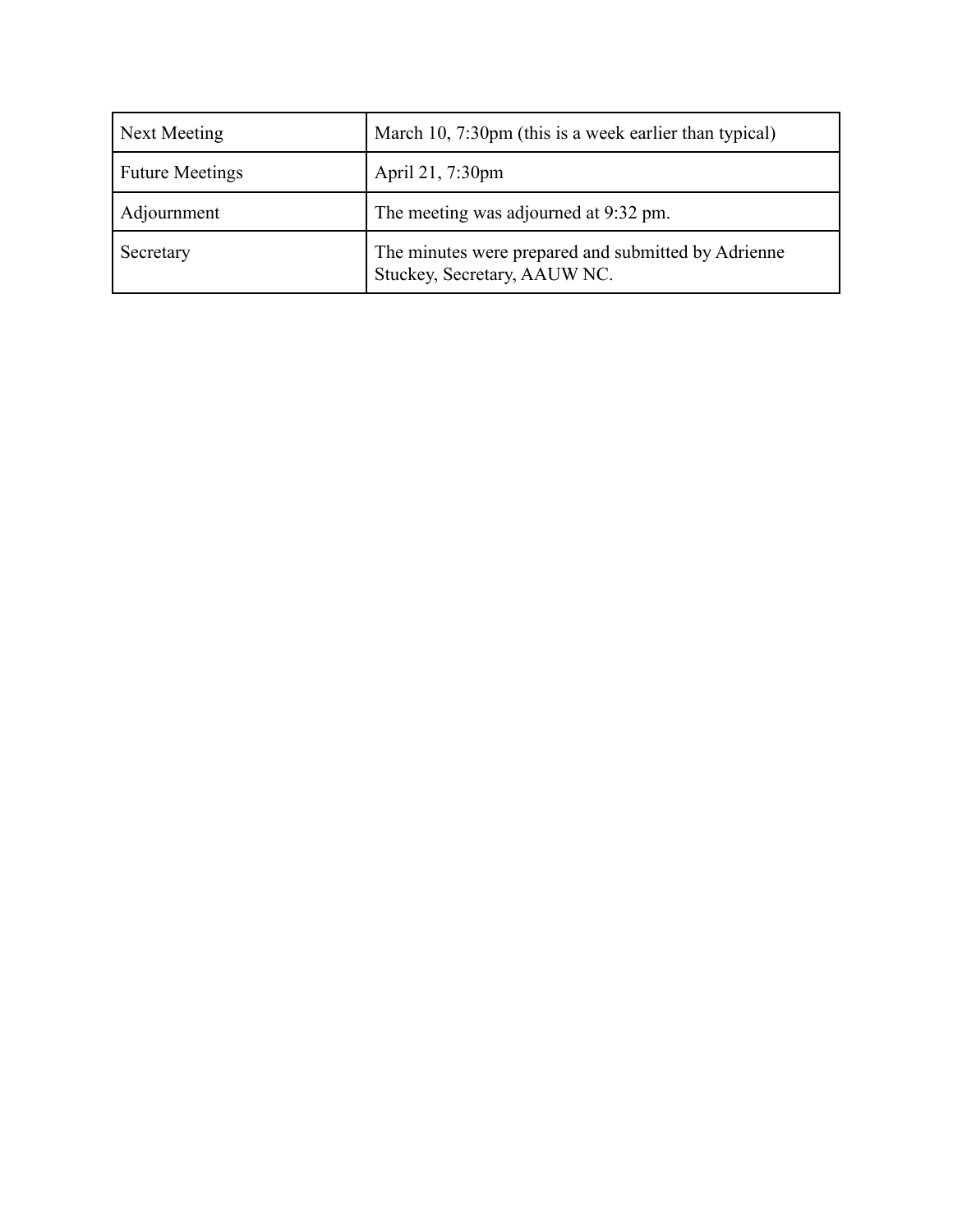| Next Meeting | March 10, 7:30pm (this is a week earlier than typical) |
|---|---|
| Future Meetings | April 21, 7:30pm |
| Adjournment | The meeting was adjourned at 9:32 pm. |
| Secretary | The minutes were prepared and submitted by Adrienne Stuckey, Secretary, AAUW NC. |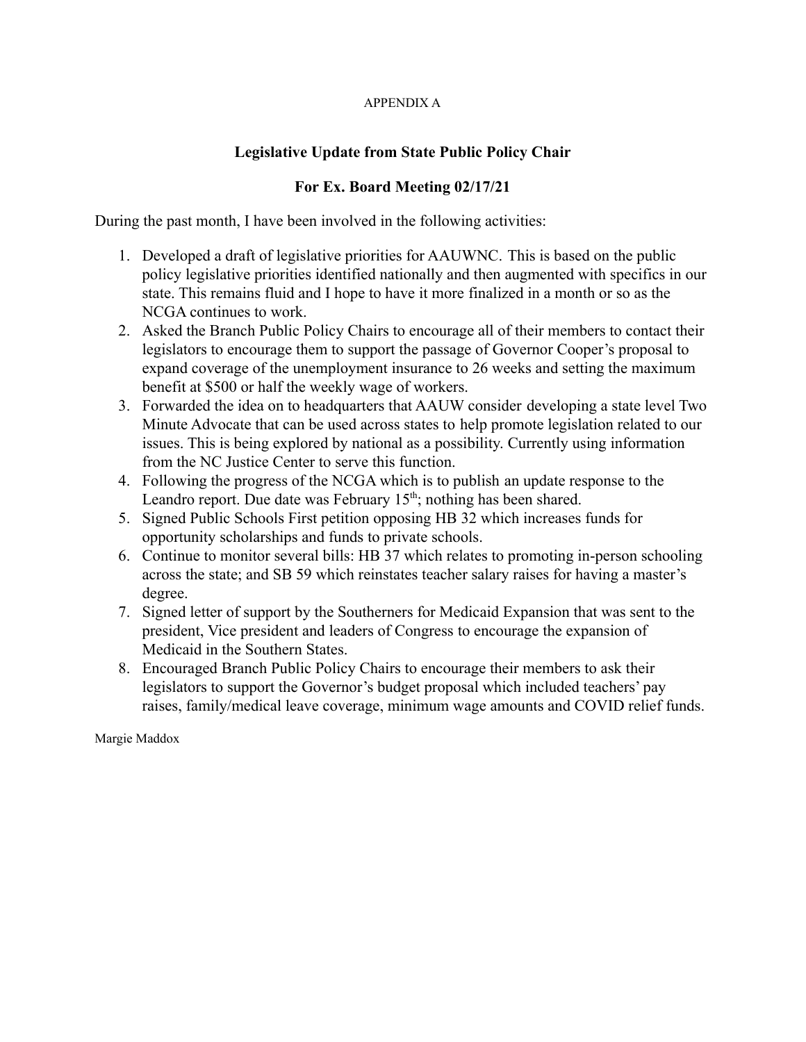APPENDIX A

## Legislative Update from State Public Policy Chair

## For Ex. Board Meeting 02/17/21

During the past month, I have been involved in the following activities:

1. Developed a draft of legislative priorities for AAUWNC. This is based on the public policy legislative priorities identified nationally and then augmented with specifics in our state. This remains fluid and I hope to have it more finalized in a month or so as the NCGA continues to work.
2. Asked the Branch Public Policy Chairs to encourage all of their members to contact their legislators to encourage them to support the passage of Governor Cooper's proposal to expand coverage of the unemployment insurance to 26 weeks and setting the maximum benefit at $500 or half the weekly wage of workers.
3. Forwarded the idea on to headquarters that AAUW consider developing a state level Two Minute Advocate that can be used across states to help promote legislation related to our issues. This is being explored by national as a possibility. Currently using information from the NC Justice Center to serve this function.
4. Following the progress of the NCGA which is to publish an update response to the Leandro report. Due date was February 15th; nothing has been shared.
5. Signed Public Schools First petition opposing HB 32 which increases funds for opportunity scholarships and funds to private schools.
6. Continue to monitor several bills: HB 37 which relates to promoting in-person schooling across the state; and SB 59 which reinstates teacher salary raises for having a master's degree.
7. Signed letter of support by the Southerners for Medicaid Expansion that was sent to the president, Vice president and leaders of Congress to encourage the expansion of Medicaid in the Southern States.
8. Encouraged Branch Public Policy Chairs to encourage their members to ask their legislators to support the Governor's budget proposal which included teachers' pay raises, family/medical leave coverage, minimum wage amounts and COVID relief funds.

Margie Maddox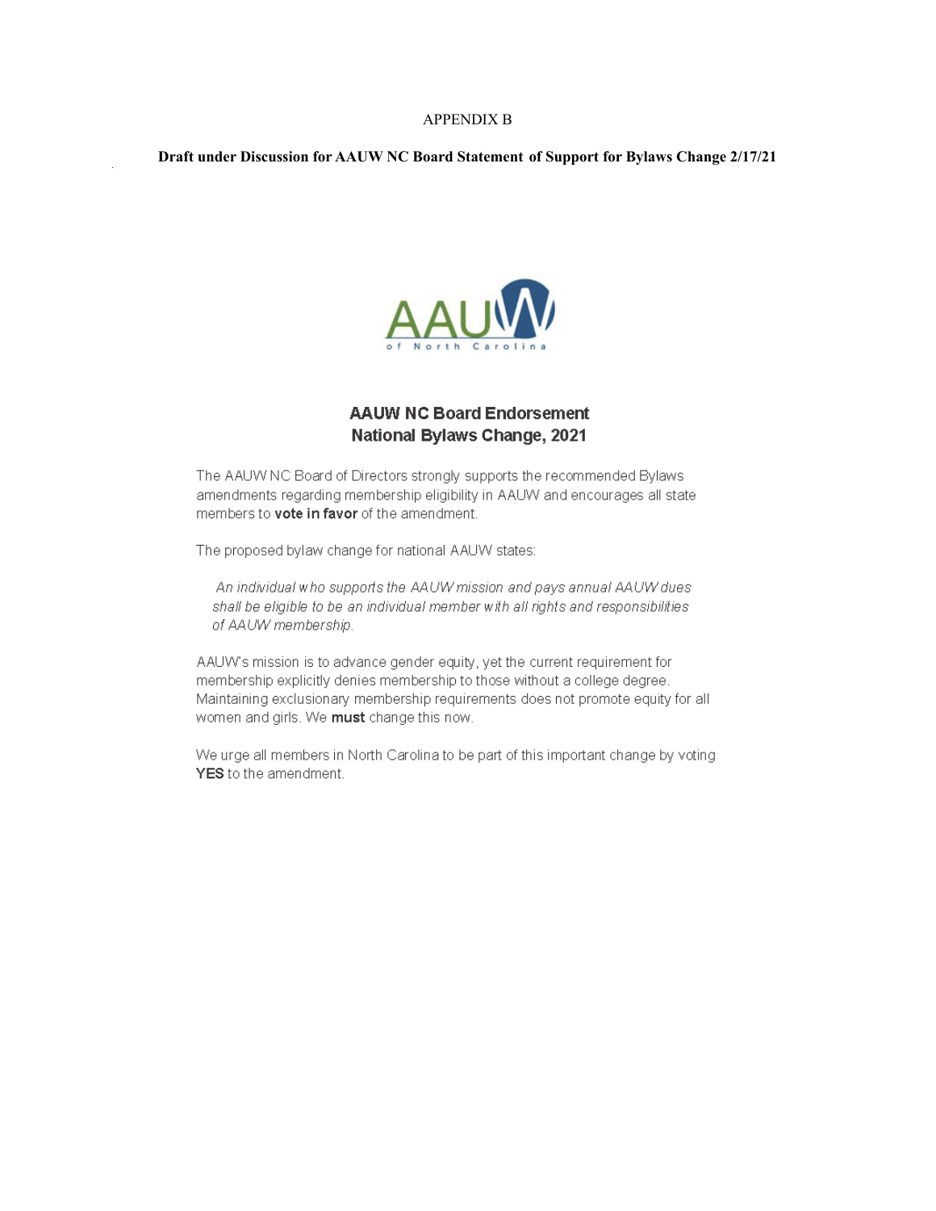APPENDIX B

**Draft under Discussion for AAUW NC Board Statement of Support for Bylaws Change 2/17/21**

AAUW of North Carolina

## AAUW NC Board Endorsement
## National Bylaws Change, 2021

The AAUW NC Board of Directors strongly supports the recommended Bylaws amendments regarding membership eligibility in AAUW and encourages all state members to **vote in favor** of the amendment.

The proposed bylaw change for national AAUW states:

> *An individual who supports the AAUW mission and pays annual AAUW dues shall be eligible to be an individual member with all rights and responsibilities of AAUW membership.*

AAUW's mission is to advance gender equity, yet the current requirement for membership explicitly denies membership to those without a college degree. Maintaining exclusionary membership requirements does not promote equity for all women and girls. We **must** change this now.

We urge all members in North Carolina to be part of this important change by voting **YES** to the amendment.